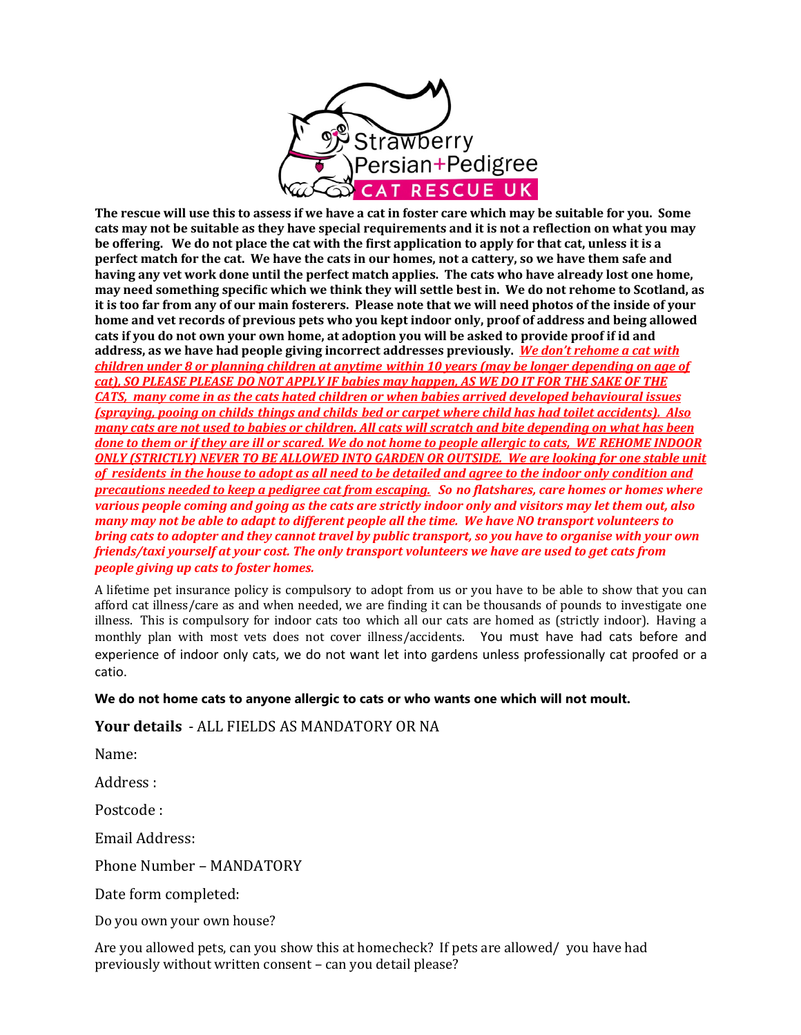**The rescue will use this to assess if we have a cat in foster care which may be suitable for you. Some cats may not be suitable as they have special requirements and it is not a reflection on what you may be offering. We do not place the cat with the first application to apply for that cat, unless it is a perfect match for the cat. We have the cats in our homes, not a cattery, so we have them safe and having any vet work done until the perfect match applies. The cats who have already lost one home, may need something specific which we think they will settle best in. We do not rehome to Scotland, as it is too far from any of our main fosterers. Please note that we will need photos of the inside of your home and vet records of previous pets who you kept indoor only, proof of address and being allowed cats if you do not own your own home, at adoption you will be asked to provide proof if id and address, as we have had people giving incorrect addresses previously.** ***We don't rehome a cat with children under 8 or planning children at anytime within 10 years (may be longer depending on age of cat), SO PLEASE PLEASE DO NOT APPLY IF babies may happen, AS WE DO IT FOR THE SAKE OF THE CATS, many come in as the cats hated children or when babies arrived developed behavioural issues (spraying, pooing on childs things and childs bed or carpet where child has had toilet accidents). Also many cats are not used to babies or children. All cats will scratch and bite depending on what has been done to them or if they are ill or scared. We do not home to people allergic to cats, WE REHOME INDOOR ONLY (STRICTLY) NEVER TO BE ALLOWED INTO GARDEN OR OUTSIDE. We are looking for one stable unit of residents in the house to adopt as all need to be detailed and agree to the indoor only condition and precautions needed to keep a pedigree cat from escaping.*** ***So no flatshares, care homes or homes where various people coming and going as the cats are strictly indoor only and visitors may let them out, also many may not be able to adapt to different people all the time. We have NO transport volunteers to bring cats to adopter and they cannot travel by public transport, so you have to organise with your own friends/taxi yourself at your cost. The only transport volunteers we have are used to get cats from people giving up cats to foster homes.***

A lifetime pet insurance policy is compulsory to adopt from us or you have to be able to show that you can afford cat illness/care as and when needed, we are finding it can be thousands of pounds to investigate one illness. This is compulsory for indoor cats too which all our cats are homed as (strictly indoor). Having a monthly plan with most vets does not cover illness/accidents. You must have had cats before and experience of indoor only cats, we do not want let into gardens unless professionally cat proofed or a catio.

**We do not home cats to anyone allergic to cats or who wants one which will not moult.**

**Your details** - ALL FIELDS AS MANDATORY OR NA

Name:

Address :

Postcode :

Email Address:

Phone Number – MANDATORY

Date form completed:

Do you own your own house?

Are you allowed pets, can you show this at homecheck? If pets are allowed/ you have had previously without written consent – can you detail please?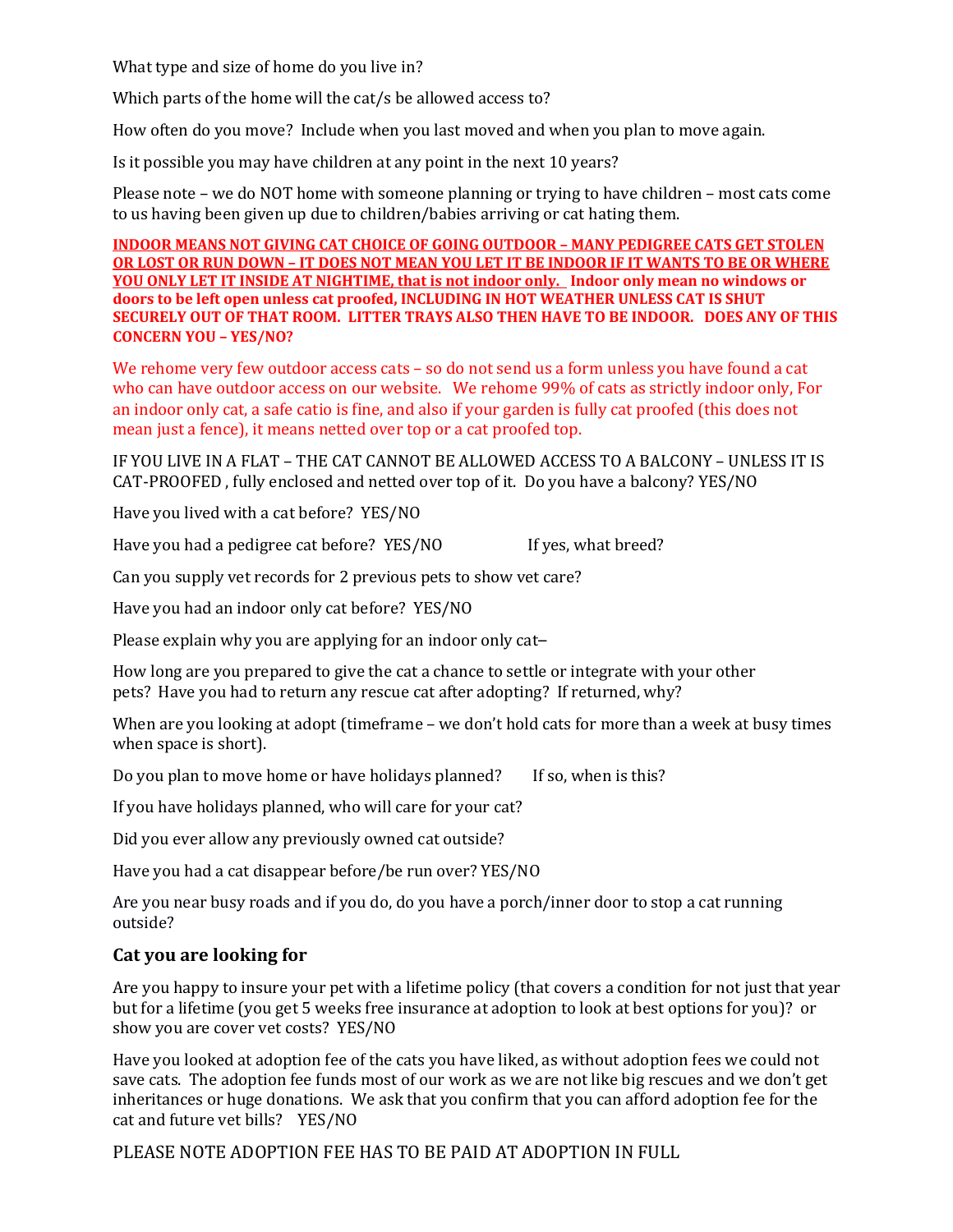What type and size of home do you live in?

Which parts of the home will the cat/s be allowed access to?

How often do you move? Include when you last moved and when you plan to move again.

Is it possible you may have children at any point in the next 10 years?

Please note – we do NOT home with someone planning or trying to have children – most cats come to us having been given up due to children/babies arriving or cat hating them.

**INDOOR MEANS NOT GIVING CAT CHOICE OF GOING OUTDOOR – MANY PEDIGREE CATS GET STOLEN OR LOST OR RUN DOWN – IT DOES NOT MEAN YOU LET IT BE INDOOR IF IT WANTS TO BE OR WHERE YOU ONLY LET IT INSIDE AT NIGHTIME, that is not indoor only. Indoor only mean no windows or doors to be left open unless cat proofed, INCLUDING IN HOT WEATHER UNLESS CAT IS SHUT SECURELY OUT OF THAT ROOM. LITTER TRAYS ALSO THEN HAVE TO BE INDOOR. DOES ANY OF THIS CONCERN YOU – YES/NO?**

We rehome very few outdoor access cats – so do not send us a form unless you have found a cat who can have outdoor access on our website. We rehome 99% of cats as strictly indoor only, For an indoor only cat, a safe catio is fine, and also if your garden is fully cat proofed (this does not mean just a fence), it means netted over top or a cat proofed top.

IF YOU LIVE IN A FLAT – THE CAT CANNOT BE ALLOWED ACCESS TO A BALCONY – UNLESS IT IS CAT-PROOFED , fully enclosed and netted over top of it. Do you have a balcony? YES/NO

Have you lived with a cat before? YES/NO

Have you had a pedigree cat before? YES/NO If yes, what breed?

Can you supply vet records for 2 previous pets to show vet care?

Have you had an indoor only cat before? YES/NO

Please explain why you are applying for an indoor only cat–

How long are you prepared to give the cat a chance to settle or integrate with your other pets? Have you had to return any rescue cat after adopting? If returned, why?

When are you looking at adopt (timeframe – we don't hold cats for more than a week at busy times when space is short).

Do you plan to move home or have holidays planned? If so, when is this?

If you have holidays planned, who will care for your cat?

Did you ever allow any previously owned cat outside?

Have you had a cat disappear before/be run over? YES/NO

Are you near busy roads and if you do, do you have a porch/inner door to stop a cat running outside?

## Cat you are looking for

Are you happy to insure your pet with a lifetime policy (that covers a condition for not just that year but for a lifetime (you get 5 weeks free insurance at adoption to look at best options for you)? or show you are cover vet costs? YES/NO

Have you looked at adoption fee of the cats you have liked, as without adoption fees we could not save cats. The adoption fee funds most of our work as we are not like big rescues and we don't get inheritances or huge donations. We ask that you confirm that you can afford adoption fee for the cat and future vet bills? YES/NO

PLEASE NOTE ADOPTION FEE HAS TO BE PAID AT ADOPTION IN FULL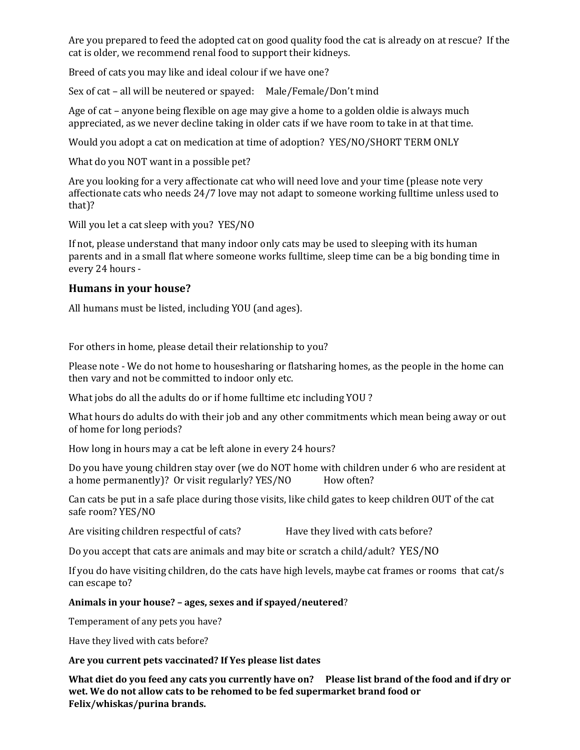Are you prepared to feed the adopted cat on good quality food the cat is already on at rescue? If the cat is older, we recommend renal food to support their kidneys.

Breed of cats you may like and ideal colour if we have one?

Sex of cat – all will be neutered or spayed: Male/Female/Don't mind

Age of cat – anyone being flexible on age may give a home to a golden oldie is always much appreciated, as we never decline taking in older cats if we have room to take in at that time.

Would you adopt a cat on medication at time of adoption? YES/NO/SHORT TERM ONLY

What do you NOT want in a possible pet?

Are you looking for a very affectionate cat who will need love and your time (please note very affectionate cats who needs 24/7 love may not adapt to someone working fulltime unless used to that)?

Will you let a cat sleep with you? YES/NO

If not, please understand that many indoor only cats may be used to sleeping with its human parents and in a small flat where someone works fulltime, sleep time can be a big bonding time in every 24 hours -

## Humans in your house?

All humans must be listed, including YOU (and ages).

For others in home, please detail their relationship to you?

Please note - We do not home to housesharing or flatsharing homes, as the people in the home can then vary and not be committed to indoor only etc.

What jobs do all the adults do or if home fulltime etc including YOU ?

What hours do adults do with their job and any other commitments which mean being away or out of home for long periods?

How long in hours may a cat be left alone in every 24 hours?

Do you have young children stay over (we do NOT home with children under 6 who are resident at a home permanently)? Or visit regularly? YES/NO How often?

Can cats be put in a safe place during those visits, like child gates to keep children OUT of the cat safe room? YES/NO

Are visiting children respectful of cats? Have they lived with cats before?

Do you accept that cats are animals and may bite or scratch a child/adult? YES/NO

If you do have visiting children, do the cats have high levels, maybe cat frames or rooms that cat/s can escape to?

**Animals in your house? – ages, sexes and if spayed/neutered**?

Temperament of any pets you have?

Have they lived with cats before?

**Are you current pets vaccinated? If Yes please list dates**

**What diet do you feed any cats you currently have on? Please list brand of the food and if dry or wet. We do not allow cats to be rehomed to be fed supermarket brand food or Felix/whiskas/purina brands.**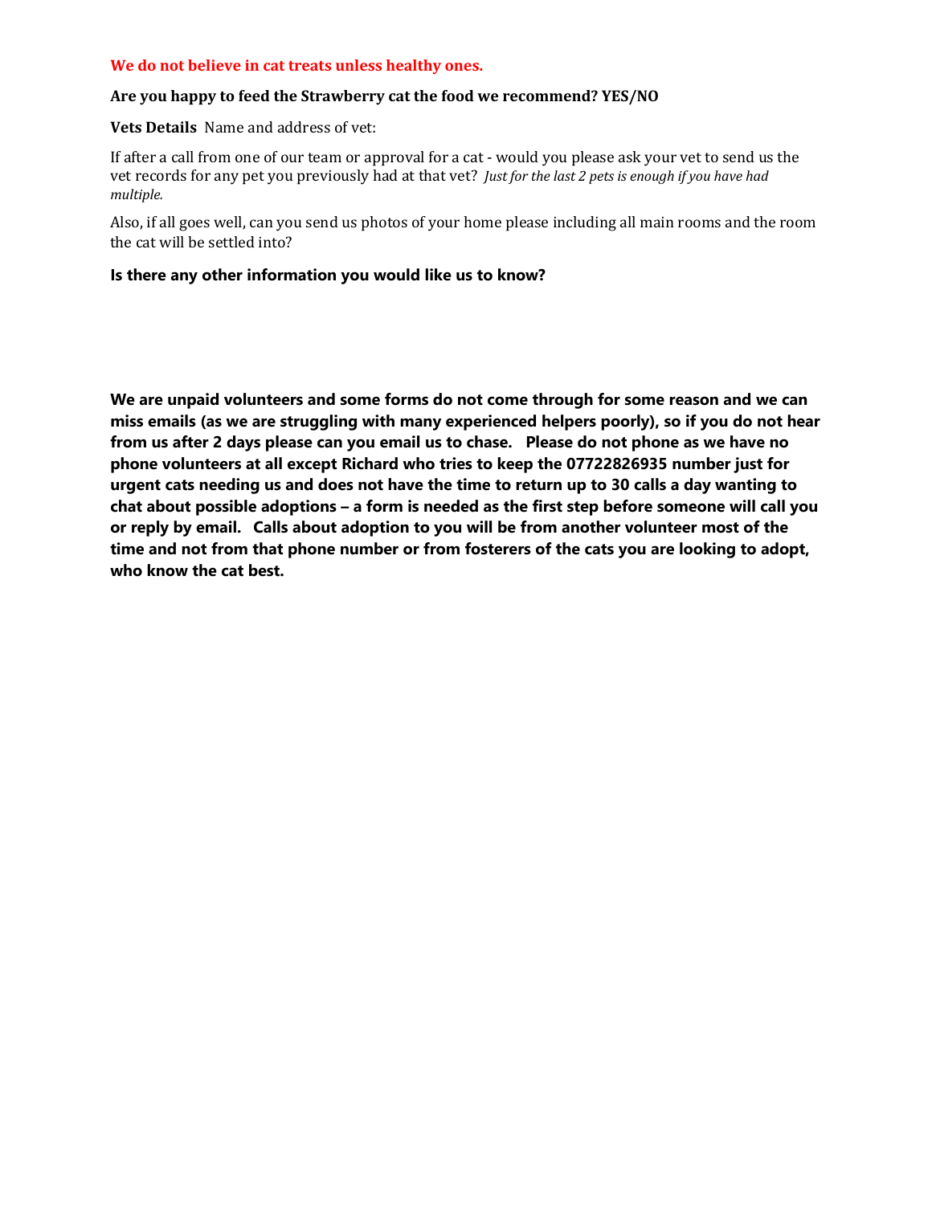**We do not believe in cat treats unless healthy ones.**

**Are you happy to feed the Strawberry cat the food we recommend? YES/NO**

**Vets Details** Name and address of vet:

If after a call from one of our team or approval for a cat - would you please ask your vet to send us the vet records for any pet you previously had at that vet? *Just for the last 2 pets is enough if you have had multiple.*

Also, if all goes well, can you send us photos of your home please including all main rooms and the room the cat will be settled into?

**Is there any other information you would like us to know?**

**We are unpaid volunteers and some forms do not come through for some reason and we can miss emails (as we are struggling with many experienced helpers poorly), so if you do not hear from us after 2 days please can you email us to chase. Please do not phone as we have no phone volunteers at all except Richard who tries to keep the 07722826935 number just for urgent cats needing us and does not have the time to return up to 30 calls a day wanting to chat about possible adoptions – a form is needed as the first step before someone will call you or reply by email. Calls about adoption to you will be from another volunteer most of the time and not from that phone number or from fosterers of the cats you are looking to adopt, who know the cat best.**